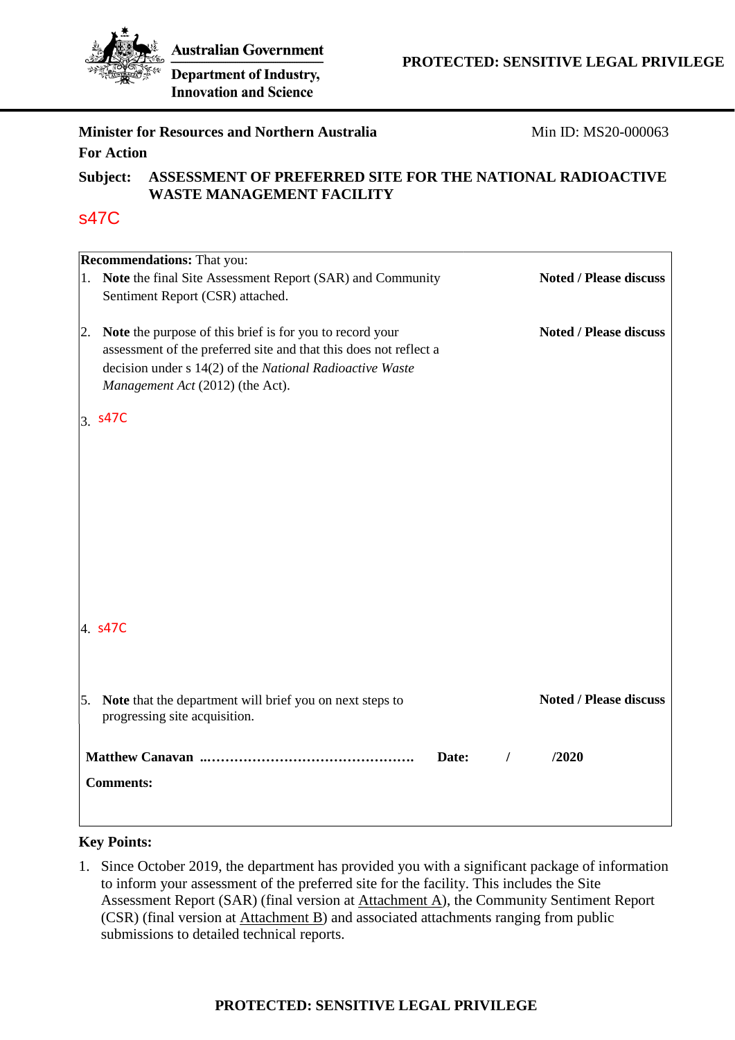Australian Government

Department of Industry, Innovation and Science

PROTECTED: SENSITIVE LEGAL PRIVILEGE

**Minister for Resources and Northern Australia** Min ID: MS20-000063

**For Action**

**Subject: ASSESSMENT OF PREFERRED SITE FOR THE NATIONAL RADIOACTIVE WASTE MANAGEMENT FACILITY**

s47C

| **Recommendations:** That you: | |
|---|---|
| 1. **Note** the final Site Assessment Report (SAR) and Community Sentiment Report (CSR) attached. | **Noted / Please discuss** |
| 2. **Note** the purpose of this brief is for you to record your assessment of the preferred site and that this does not reflect a decision under s 14(2) of the *National Radioactive Waste Management Act* (2012) (the Act). | **Noted / Please discuss** |
| 3. s47C | |
| 4. s47C | |
| 5. **Note** that the department will brief you on next steps to progressing site acquisition. | **Noted / Please discuss** |
| **Matthew Canavan** ..…………………………………………. **Date:** / /2020 | |
| **Comments:** | |

**Key Points:**

1. Since October 2019, the department has provided you with a significant package of information to inform your assessment of the preferred site for the facility. This includes the Site Assessment Report (SAR) (final version at Attachment A), the Community Sentiment Report (CSR) (final version at Attachment B) and associated attachments ranging from public submissions to detailed technical reports.

PROTECTED: SENSITIVE LEGAL PRIVILEGE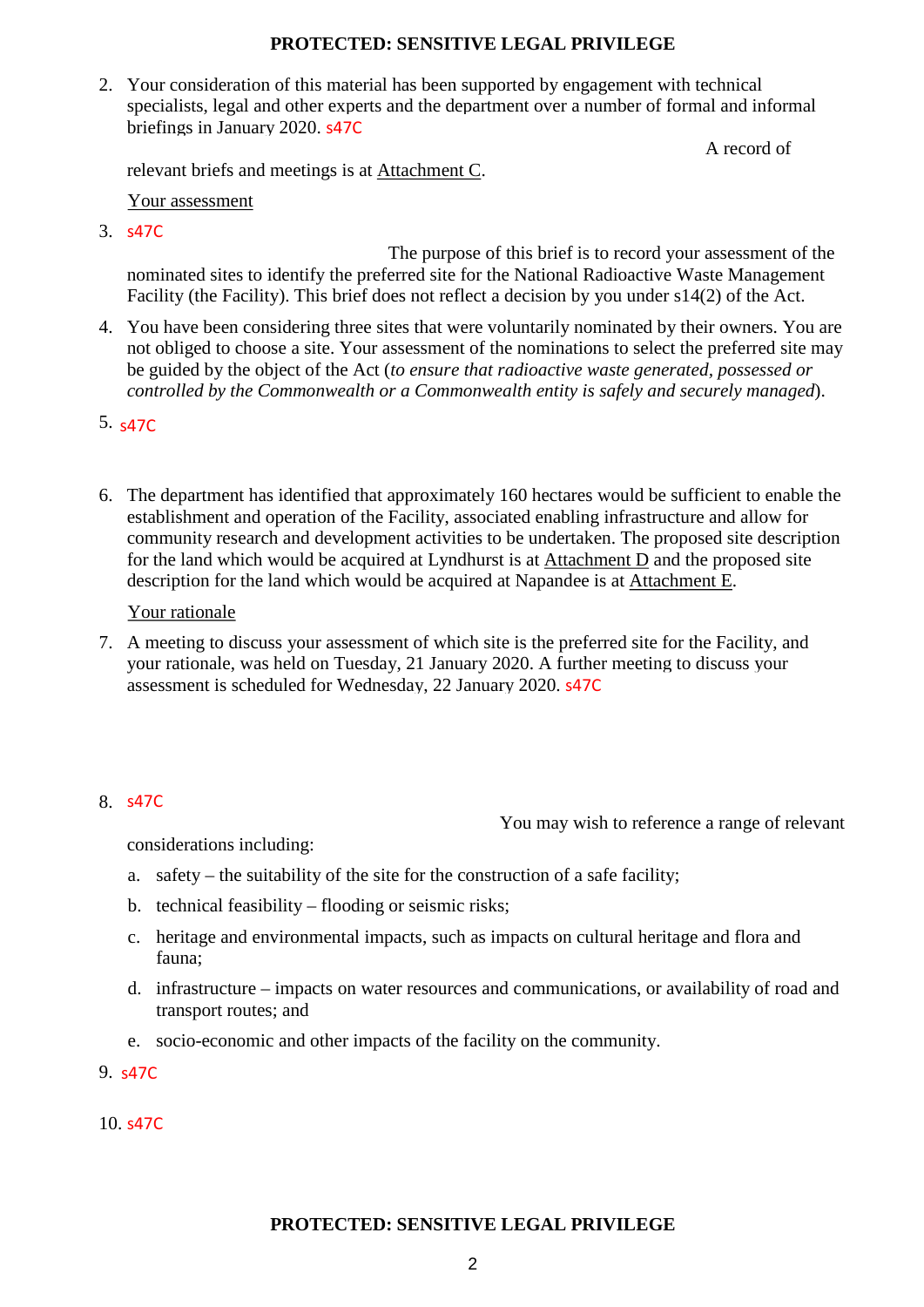2. Your consideration of this material has been supported by engagement with technical specialists, legal and other experts and the department over a number of formal and informal briefings in January 2020. s47C

   A record of relevant briefs and meetings is at Attachment C.

   Your assessment

3. s47C

   The purpose of this brief is to record your assessment of the nominated sites to identify the preferred site for the National Radioactive Waste Management Facility (the Facility). This brief does not reflect a decision by you under s14(2) of the Act.

4. You have been considering three sites that were voluntarily nominated by their owners. You are not obliged to choose a site. Your assessment of the nominations to select the preferred site may be guided by the object of the Act (*to ensure that radioactive waste generated, possessed or controlled by the Commonwealth or a Commonwealth entity is safely and securely managed*).

5. s47C

6. The department has identified that approximately 160 hectares would be sufficient to enable the establishment and operation of the Facility, associated enabling infrastructure and allow for community research and development activities to be undertaken. The proposed site description for the land which would be acquired at Lyndhurst is at Attachment D and the proposed site description for the land which would be acquired at Napandee is at Attachment E.

   Your rationale

7. A meeting to discuss your assessment of which site is the preferred site for the Facility, and your rationale, was held on Tuesday, 21 January 2020. A further meeting to discuss your assessment is scheduled for Wednesday, 22 January 2020. s47C

8. s47C

   You may wish to reference a range of relevant considerations including:

   a. safety – the suitability of the site for the construction of a safe facility;

   b. technical feasibility – flooding or seismic risks;

   c. heritage and environmental impacts, such as impacts on cultural heritage and flora and fauna;

   d. infrastructure – impacts on water resources and communications, or availability of road and transport routes; and

   e. socio-economic and other impacts of the facility on the community.

9. s47C

10. s47C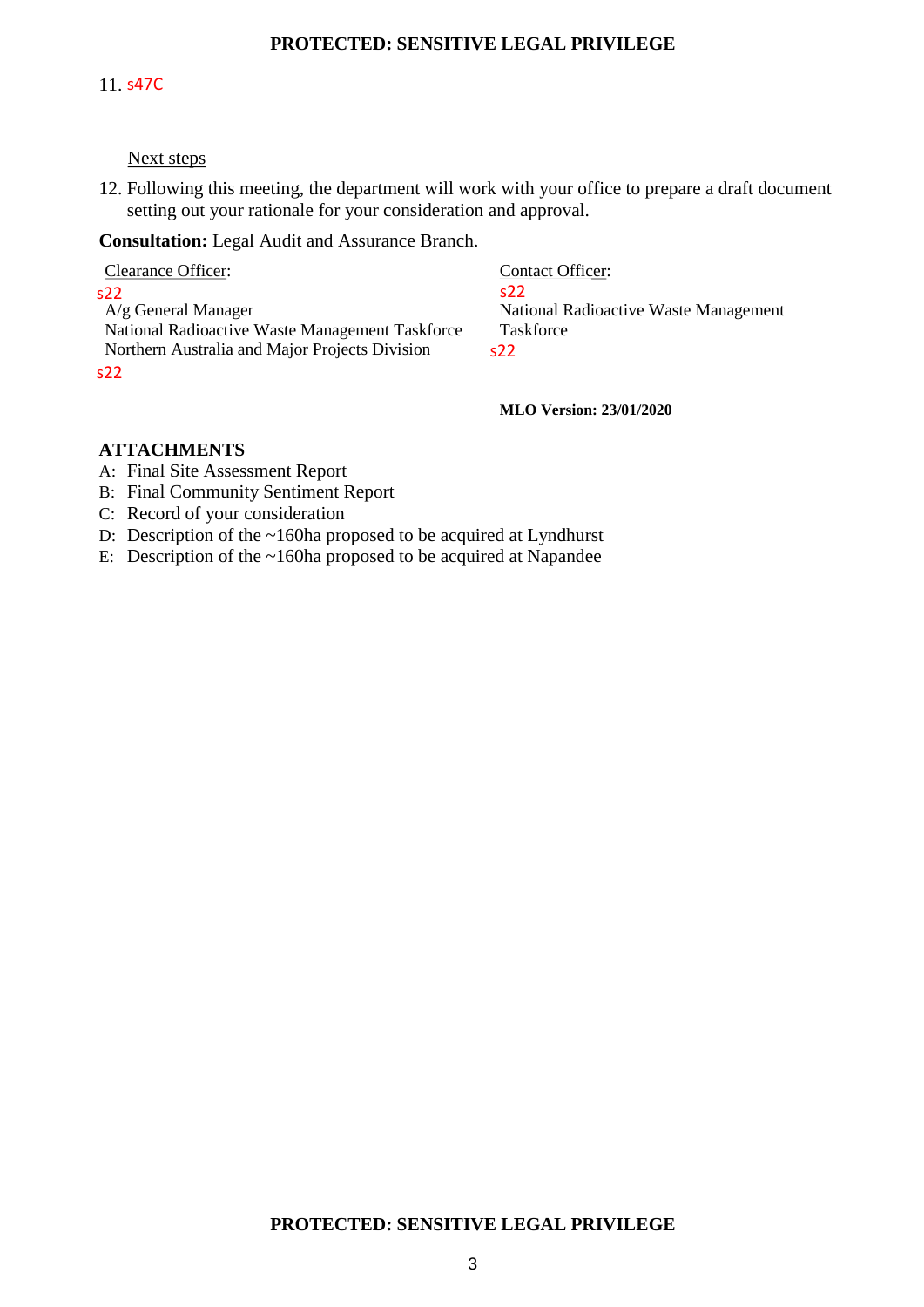11. s47C

Next steps

12. Following this meeting, the department will work with your office to prepare a draft document setting out your rationale for your consideration and approval.

**Consultation:** Legal Audit and Assurance Branch.

Clearance Officer:
s22
A/g General Manager
National Radioactive Waste Management Taskforce
Northern Australia and Major Projects Division
s22

Contact Officer:
s22
National Radioactive Waste Management Taskforce
s22

**MLO Version: 23/01/2020**

**ATTACHMENTS**

A: Final Site Assessment Report
B: Final Community Sentiment Report
C: Record of your consideration
D: Description of the ~160ha proposed to be acquired at Lyndhurst
E: Description of the ~160ha proposed to be acquired at Napandee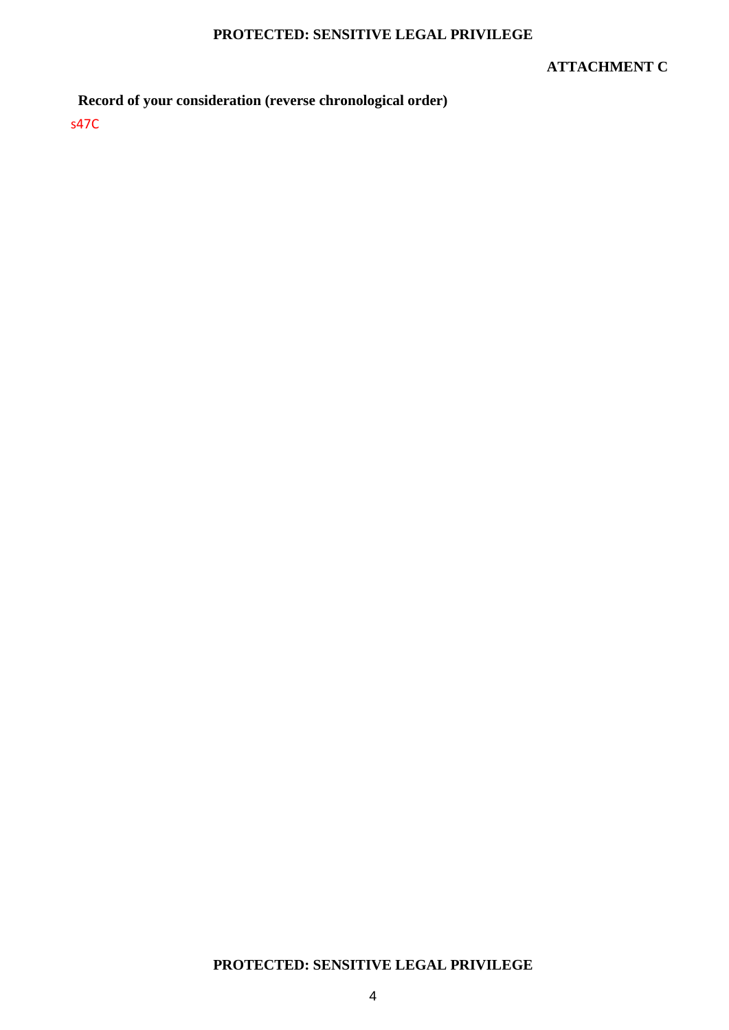**ATTACHMENT C**

**Record of your consideration (reverse chronological order)**

s47C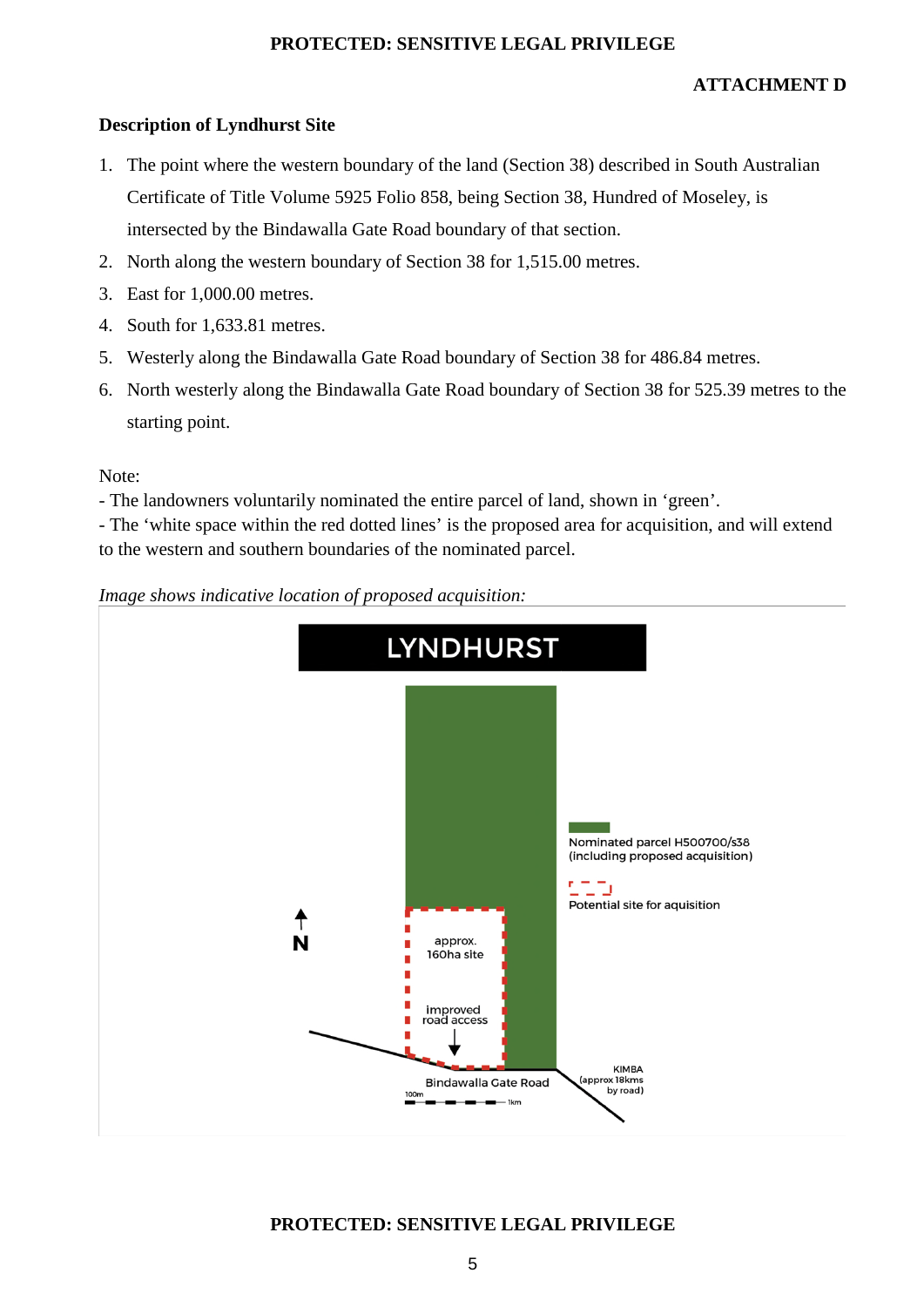**ATTACHMENT D**

**Description of Lyndhurst Site**

1. The point where the western boundary of the land (Section 38) described in South Australian Certificate of Title Volume 5925 Folio 858, being Section 38, Hundred of Moseley, is intersected by the Bindawalla Gate Road boundary of that section.
2. North along the western boundary of Section 38 for 1,515.00 metres.
3. East for 1,000.00 metres.
4. South for 1,633.81 metres.
5. Westerly along the Bindawalla Gate Road boundary of Section 38 for 486.84 metres.
6. North westerly along the Bindawalla Gate Road boundary of Section 38 for 525.39 metres to the starting point.

Note:
- The landowners voluntarily nominated the entire parcel of land, shown in 'green'.
- The 'white space within the red dotted lines' is the proposed area for acquisition, and will extend to the western and southern boundaries of the nominated parcel.

*Image shows indicative location of proposed acquisition:*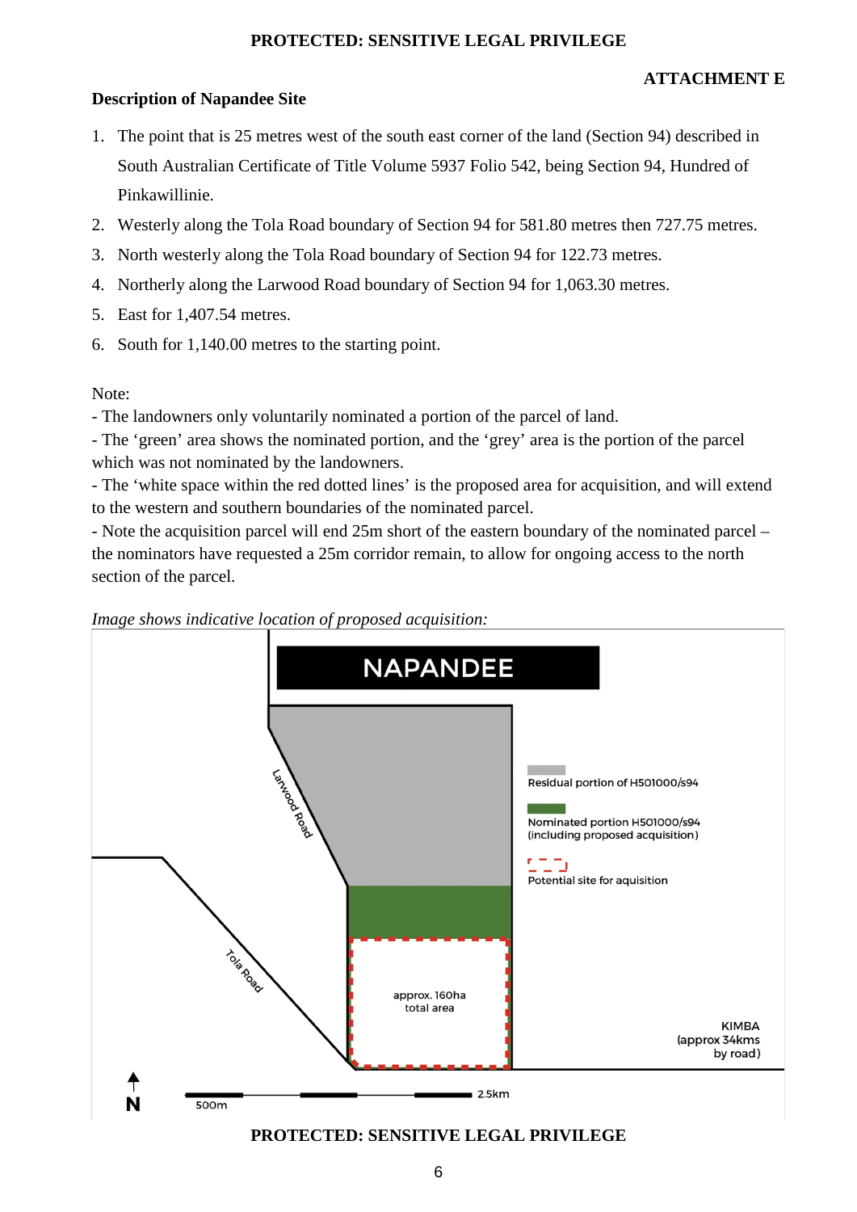**ATTACHMENT E**

**Description of Napandee Site**

1. The point that is 25 metres west of the south east corner of the land (Section 94) described in South Australian Certificate of Title Volume 5937 Folio 542, being Section 94, Hundred of Pinkawillinie.
2. Westerly along the Tola Road boundary of Section 94 for 581.80 metres then 727.75 metres.
3. North westerly along the Tola Road boundary of Section 94 for 122.73 metres.
4. Northerly along the Larwood Road boundary of Section 94 for 1,063.30 metres.
5. East for 1,407.54 metres.
6. South for 1,140.00 metres to the starting point.

Note:

- The landowners only voluntarily nominated a portion of the parcel of land.
- The 'green' area shows the nominated portion, and the 'grey' area is the portion of the parcel which was not nominated by the landowners.
- The 'white space within the red dotted lines' is the proposed area for acquisition, and will extend to the western and southern boundaries of the nominated parcel.
- Note the acquisition parcel will end 25m short of the eastern boundary of the nominated parcel – the nominators have requested a 25m corridor remain, to allow for ongoing access to the north section of the parcel.

*Image shows indicative location of proposed acquisition:*

NAPANDEE

Larwood Road

Tola Road

Residual portion of H501000/s94

Nominated portion H501000/s94 (including proposed acquisition)

Potential site for aquisition

approx. 160ha total area

KIMBA (approx 34kms by road)

N

500m

2.5km